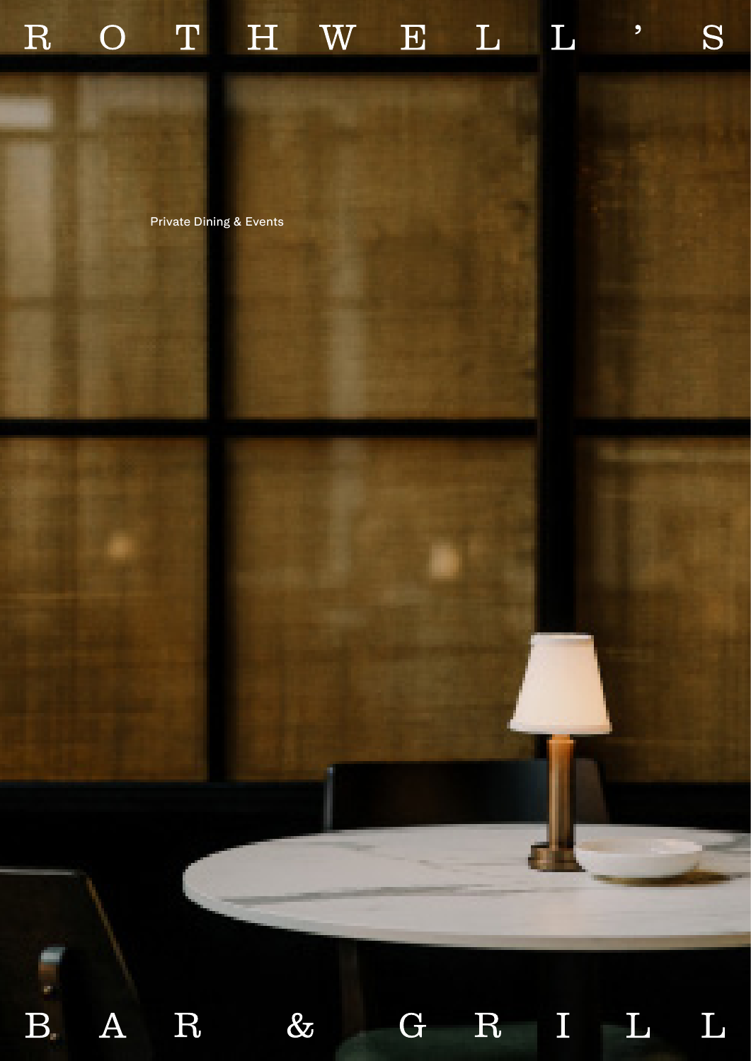# ROTHWELL'S

Private Dining & Events

# BAR & GRILL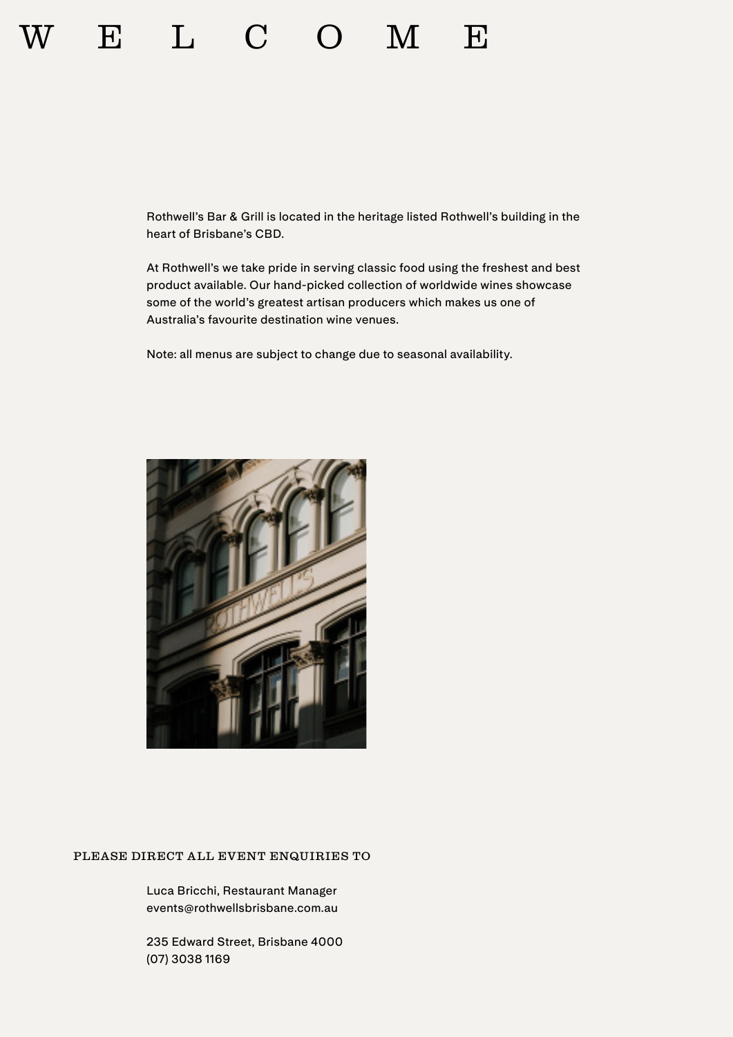# W E L C O M E

Rothwell's Bar & Grill is located in the heritage listed Rothwell's building in the heart of Brisbane's CBD.

At Rothwell's we take pride in serving classic food using the freshest and best product available. Our hand-picked collection of worldwide wines showcase some of the world's greatest artisan producers which makes us one of Australia's favourite destination wine venues.

Note: all menus are subject to change due to seasonal availability.

## PLEASE DIRECT ALL EVENT ENQUIRIES TO

Luca Bricchi, Restaurant Manager
events@rothwellsbrisbane.com.au

235 Edward Street, Brisbane 4000
(07) 3038 1169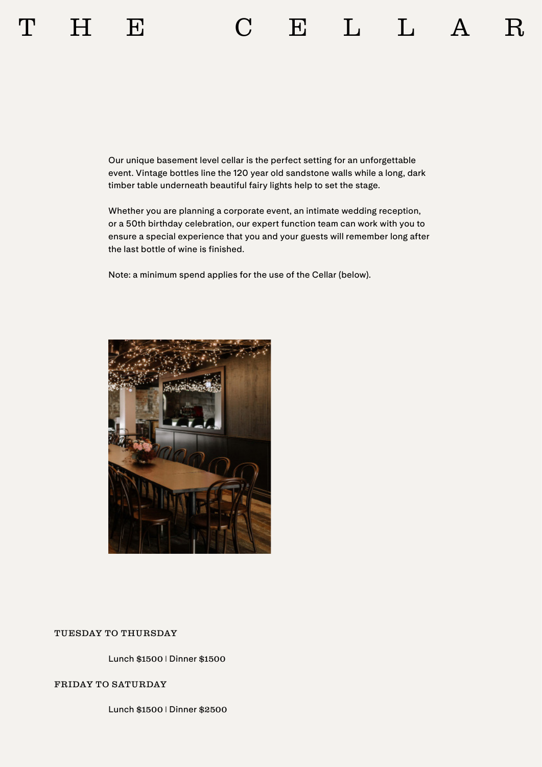# THE CELLAR

Our unique basement level cellar is the perfect setting for an unforgettable event. Vintage bottles line the 120 year old sandstone walls while a long, dark timber table underneath beautiful fairy lights help to set the stage.

Whether you are planning a corporate event, an intimate wedding reception, or a 50th birthday celebration, our expert function team can work with you to ensure a special experience that you and your guests will remember long after the last bottle of wine is finished.

Note: a minimum spend applies for the use of the Cellar (below).

### TUESDAY TO THURSDAY

Lunch $1500 | Dinner $1500

### FRIDAY TO SATURDAY

Lunch $1500 | Dinner $2500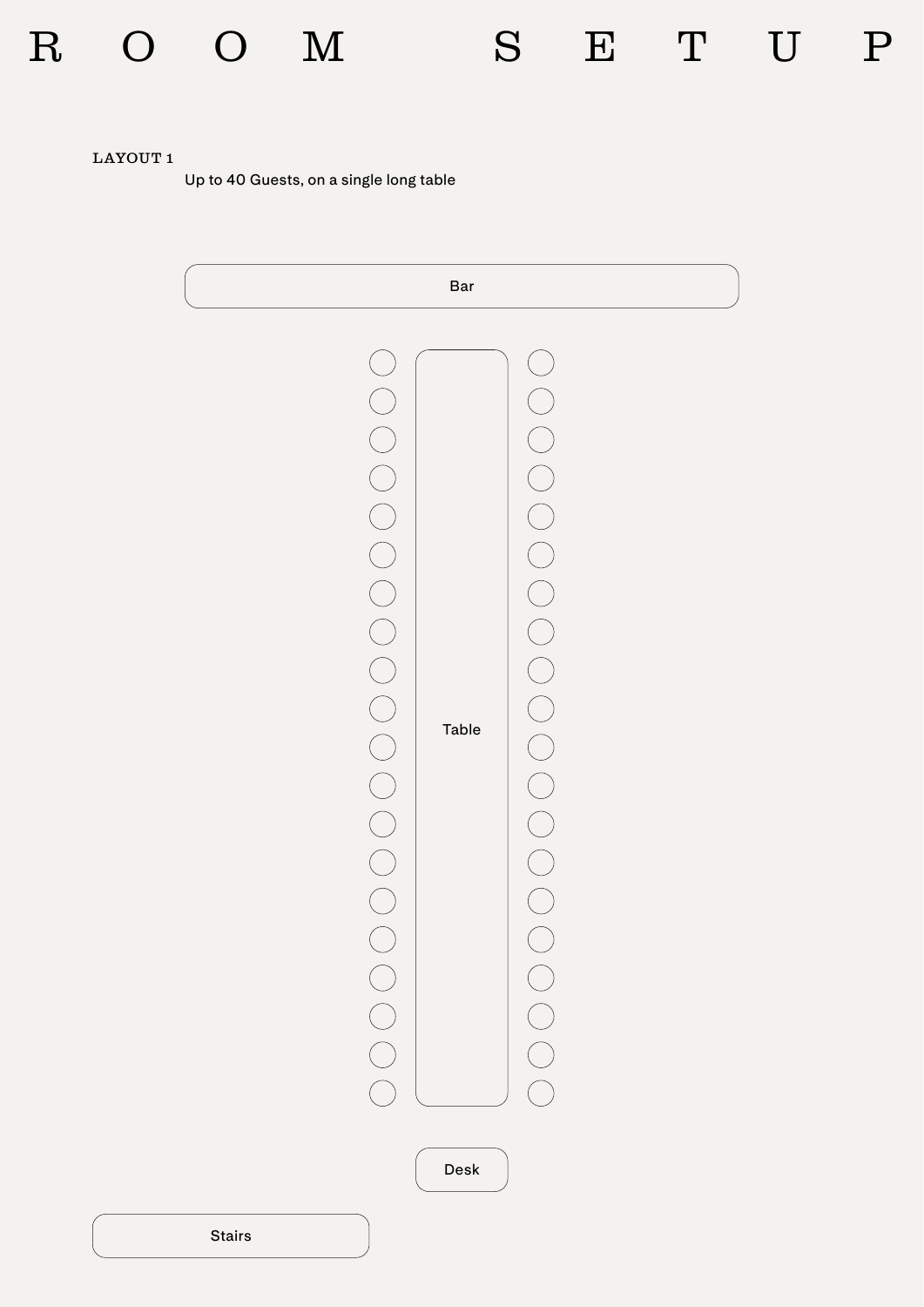# ROOM SETUP

## LAYOUT 1

Up to 40 Guests, on a single long table

Bar

Table

Desk

Stairs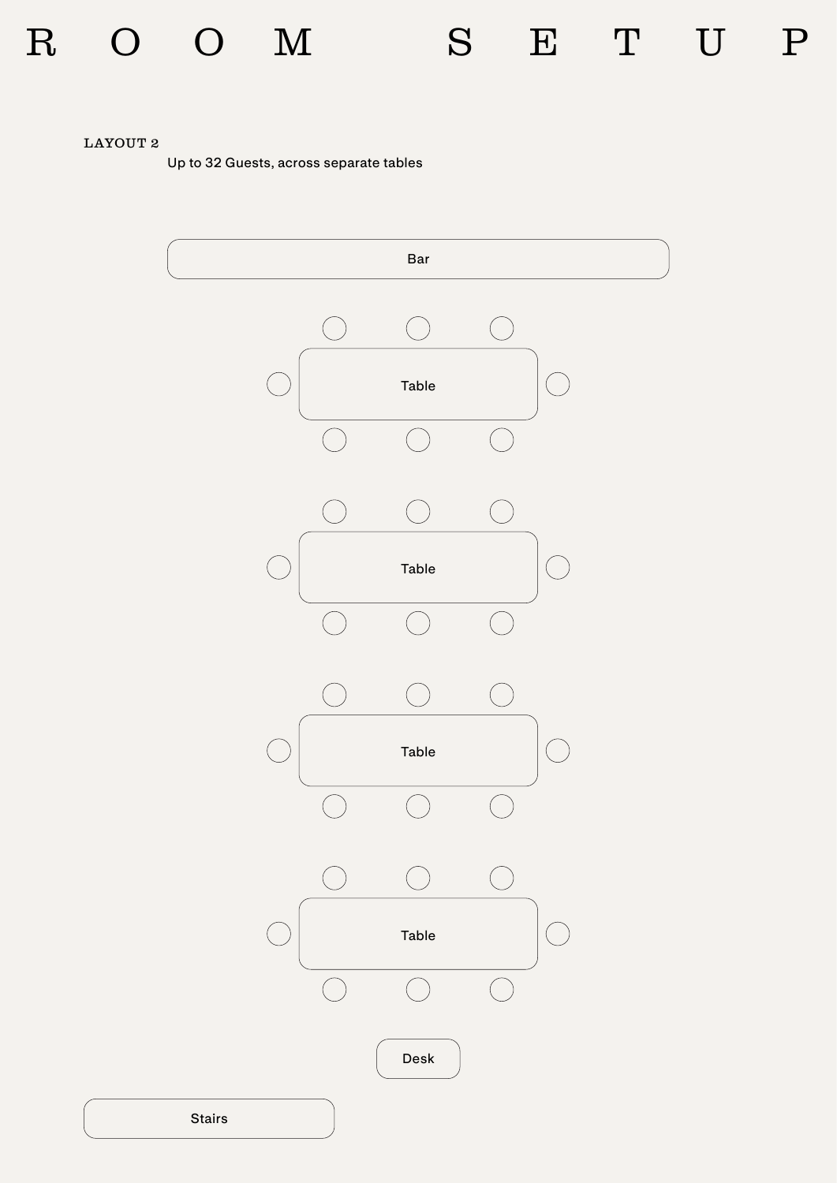# ROOM SETUP

## LAYOUT 2

Up to 32 Guests, across separate tables

Bar

Table

Table

Table

Table

Desk

Stairs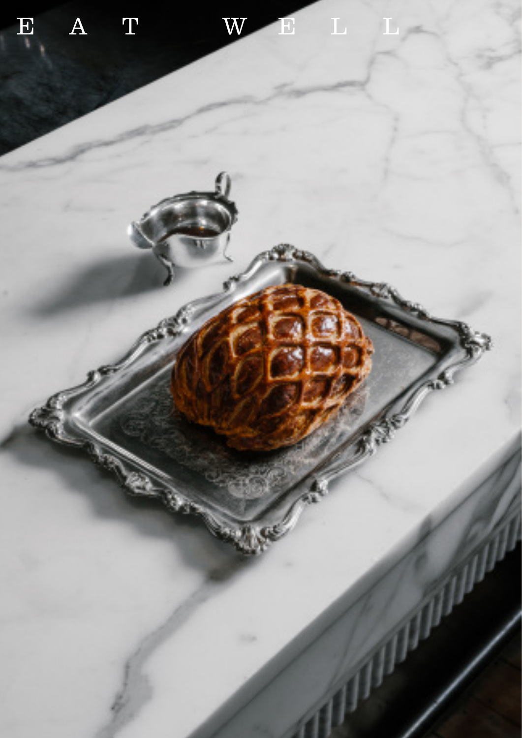# E A T W E L L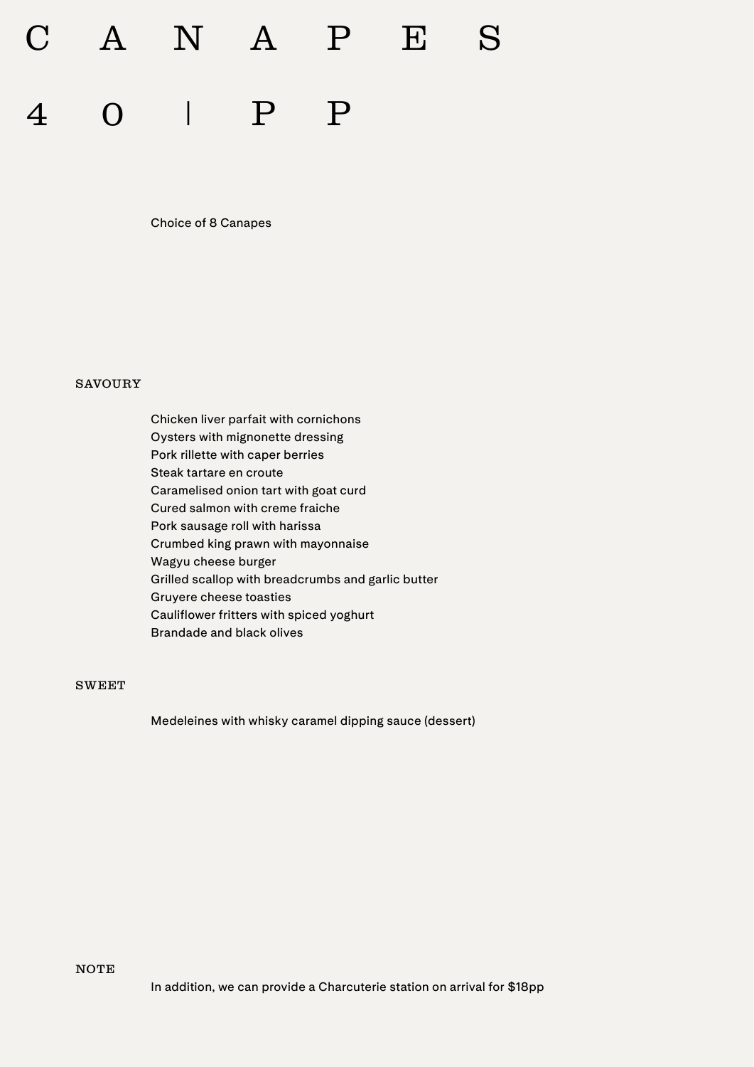# CANAPES

# 40 | PP

Choice of 8 Canapes

## SAVOURY

Chicken liver parfait with cornichons
Oysters with mignonette dressing
Pork rillette with caper berries
Steak tartare en croute
Caramelised onion tart with goat curd
Cured salmon with creme fraiche
Pork sausage roll with harissa
Crumbed king prawn with mayonnaise
Wagyu cheese burger
Grilled scallop with breadcrumbs and garlic butter
Gruyere cheese toasties
Cauliflower fritters with spiced yoghurt
Brandade and black olives

## SWEET

Medeleines with whisky caramel dipping sauce (dessert)

## NOTE

In addition, we can provide a Charcuterie station on arrival for $18pp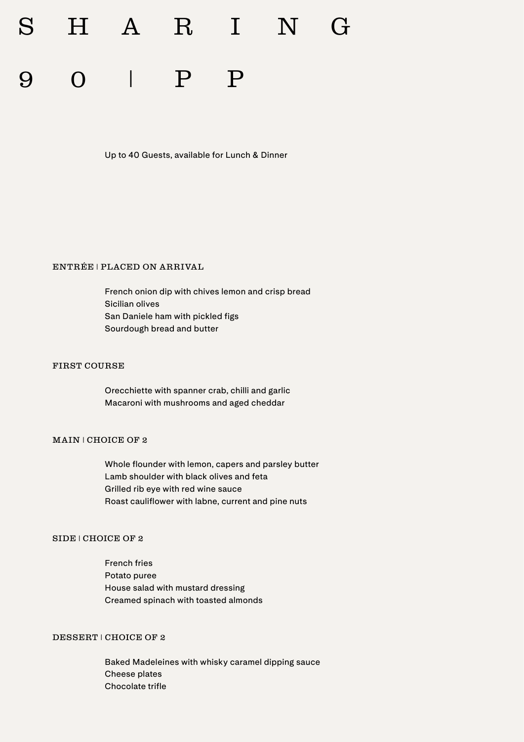# S H A R I N G

# 9 0 | P P

Up to 40 Guests, available for Lunch & Dinner

## ENTRÉE | PLACED ON ARRIVAL

French onion dip with chives lemon and crisp bread
Sicilian olives
San Daniele ham with pickled figs
Sourdough bread and butter

## FIRST COURSE

Orecchiette with spanner crab, chilli and garlic
Macaroni with mushrooms and aged cheddar

## MAIN | CHOICE OF 2

Whole flounder with lemon, capers and parsley butter
Lamb shoulder with black olives and feta
Grilled rib eye with red wine sauce
Roast cauliflower with labne, current and pine nuts

## SIDE | CHOICE OF 2

French fries
Potato puree
House salad with mustard dressing
Creamed spinach with toasted almonds

## DESSERT | CHOICE OF 2

Baked Madeleines with whisky caramel dipping sauce
Cheese plates
Chocolate trifle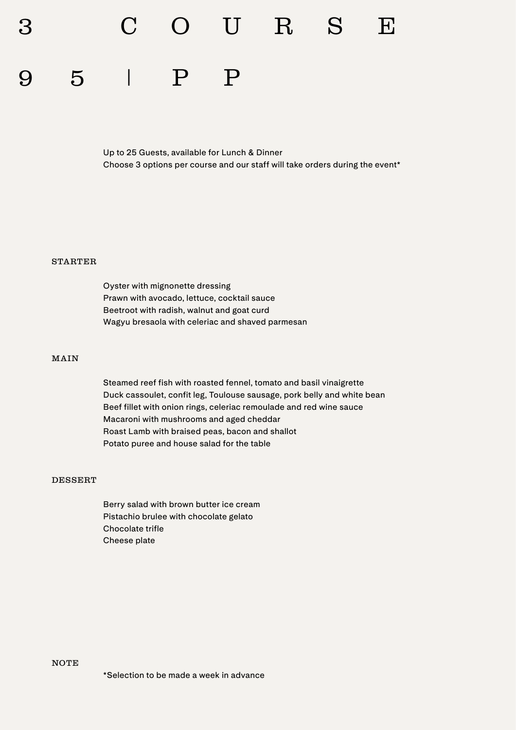# 3 COURSE

# 95 | PP

Up to 25 Guests, available for Lunch & Dinner
Choose 3 options per course and our staff will take orders during the event*

## STARTER

Oyster with mignonette dressing
Prawn with avocado, lettuce, cocktail sauce
Beetroot with radish, walnut and goat curd
Wagyu bresaola with celeriac and shaved parmesan

## MAIN

Steamed reef fish with roasted fennel, tomato and basil vinaigrette
Duck cassoulet, confit leg, Toulouse sausage, pork belly and white bean
Beef fillet with onion rings, celeriac remoulade and red wine sauce
Macaroni with mushrooms and aged cheddar
Roast Lamb with braised peas, bacon and shallot
Potato puree and house salad for the table

## DESSERT

Berry salad with brown butter ice cream
Pistachio brulee with chocolate gelato
Chocolate trifle
Cheese plate

## NOTE

*Selection to be made a week in advance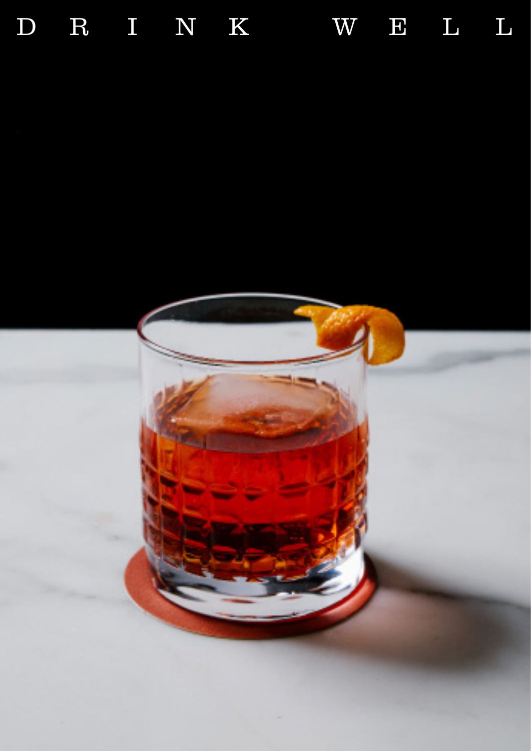# DRINK WELL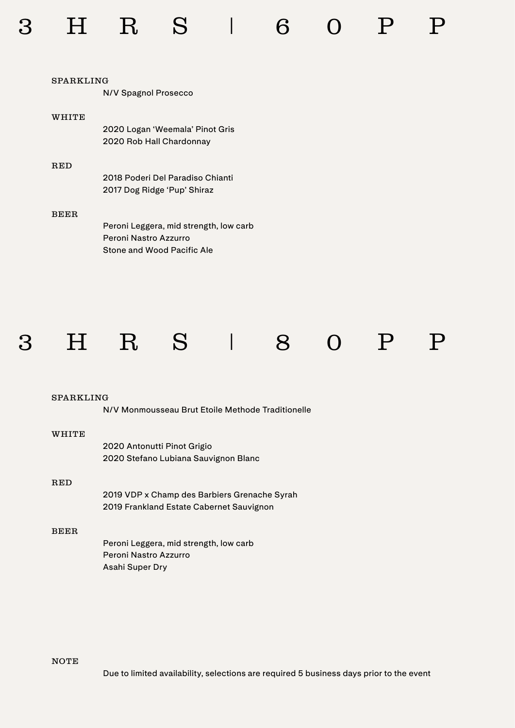# 3 HRS | 60PP

**SPARKLING**

N/V Spagnol Prosecco

**WHITE**

2020 Logan 'Weemala' Pinot Gris
2020 Rob Hall Chardonnay

**RED**

2018 Poderi Del Paradiso Chianti
2017 Dog Ridge 'Pup' Shiraz

**BEER**

Peroni Leggera, mid strength, low carb
Peroni Nastro Azzurro
Stone and Wood Pacific Ale

# 3 HRS | 80PP

**SPARKLING**

N/V Monmousseau Brut Etoile Methode Traditionelle

**WHITE**

2020 Antonutti Pinot Grigio
2020 Stefano Lubiana Sauvignon Blanc

**RED**

2019 VDP x Champ des Barbiers Grenache Syrah
2019 Frankland Estate Cabernet Sauvignon

**BEER**

Peroni Leggera, mid strength, low carb
Peroni Nastro Azzurro
Asahi Super Dry

**NOTE**

Due to limited availability, selections are required 5 business days prior to the event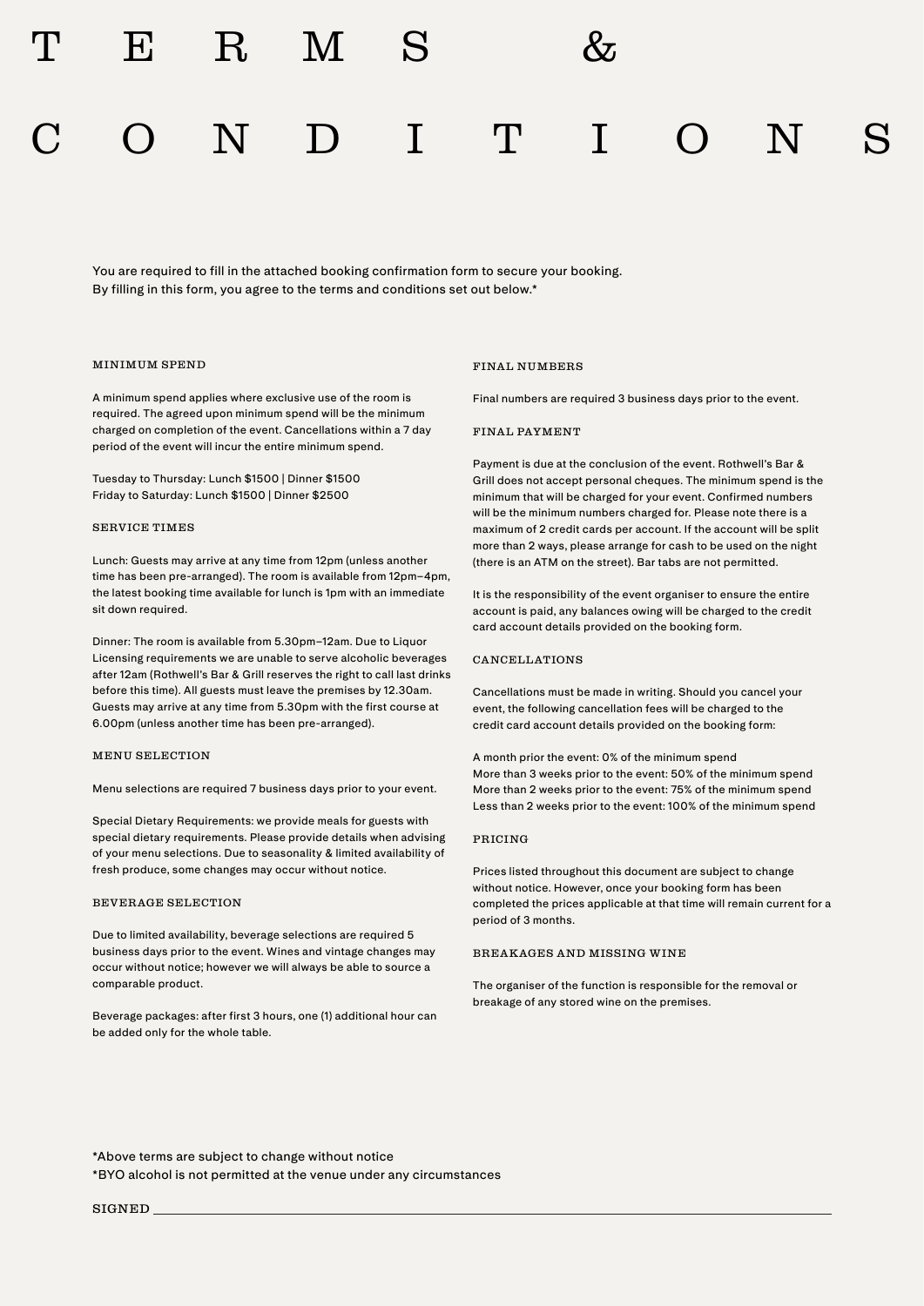# TERMS & CONDITIONS

You are required to fill in the attached booking confirmation form to secure your booking.
By filling in this form, you agree to the terms and conditions set out below.*

## MINIMUM SPEND

A minimum spend applies where exclusive use of the room is required. The agreed upon minimum spend will be the minimum charged on completion of the event. Cancellations within a 7 day period of the event will incur the entire minimum spend.

Tuesday to Thursday: Lunch $1500 | Dinner $1500
Friday to Saturday: Lunch $1500 | Dinner $2500

## SERVICE TIMES

Lunch: Guests may arrive at any time from 12pm (unless another time has been pre-arranged). The room is available from 12pm–4pm, the latest booking time available for lunch is 1pm with an immediate sit down required.

Dinner: The room is available from 5.30pm–12am. Due to Liquor Licensing requirements we are unable to serve alcoholic beverages after 12am (Rothwell's Bar & Grill reserves the right to call last drinks before this time). All guests must leave the premises by 12.30am. Guests may arrive at any time from 5.30pm with the first course at 6.00pm (unless another time has been pre-arranged).

## MENU SELECTION

Menu selections are required 7 business days prior to your event.

Special Dietary Requirements: we provide meals for guests with special dietary requirements. Please provide details when advising of your menu selections. Due to seasonality & limited availability of fresh produce, some changes may occur without notice.

## BEVERAGE SELECTION

Due to limited availability, beverage selections are required 5 business days prior to the event. Wines and vintage changes may occur without notice; however we will always be able to source a comparable product.

Beverage packages: after first 3 hours, one (1) additional hour can be added only for the whole table.

## FINAL NUMBERS

Final numbers are required 3 business days prior to the event.

## FINAL PAYMENT

Payment is due at the conclusion of the event. Rothwell's Bar & Grill does not accept personal cheques. The minimum spend is the minimum that will be charged for your event. Confirmed numbers will be the minimum numbers charged for. Please note there is a maximum of 2 credit cards per account. If the account will be split more than 2 ways, please arrange for cash to be used on the night (there is an ATM on the street). Bar tabs are not permitted.

It is the responsibility of the event organiser to ensure the entire account is paid, any balances owing will be charged to the credit card account details provided on the booking form.

## CANCELLATIONS

Cancellations must be made in writing. Should you cancel your event, the following cancellation fees will be charged to the credit card account details provided on the booking form:

A month prior the event: 0% of the minimum spend
More than 3 weeks prior to the event: 50% of the minimum spend
More than 2 weeks prior to the event: 75% of the minimum spend
Less than 2 weeks prior to the event: 100% of the minimum spend

## PRICING

Prices listed throughout this document are subject to change without notice. However, once your booking form has been completed the prices applicable at that time will remain current for a period of 3 months.

## BREAKAGES AND MISSING WINE

The organiser of the function is responsible for the removal or breakage of any stored wine on the premises.

*Above terms are subject to change without notice
*BYO alcohol is not permitted at the venue under any circumstances

SIGNED ______________________________________________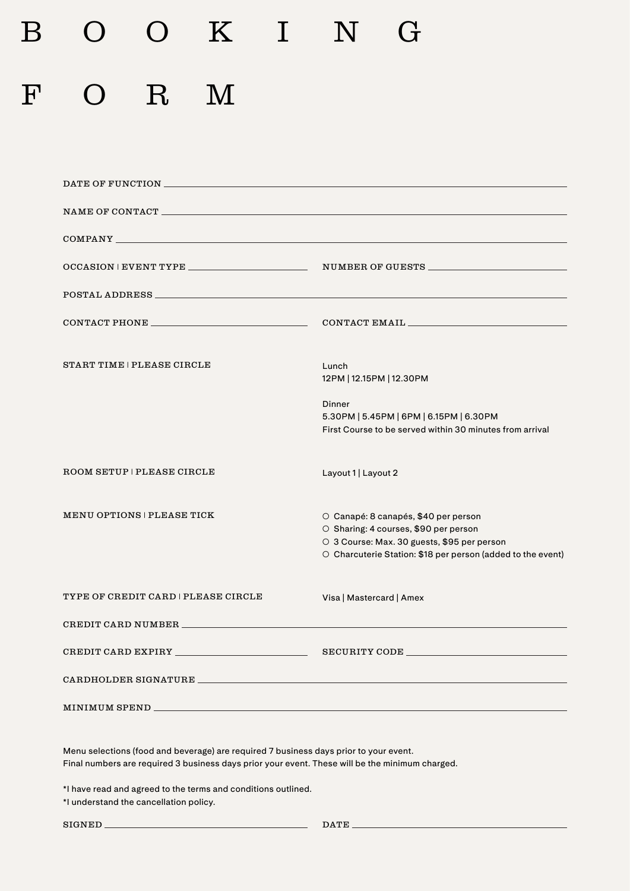# BOOKING FORM

DATE OF FUNCTION ______________________________

NAME OF CONTACT ______________________________

COMPANY ______________________________

OCCASION | EVENT TYPE ______________________ NUMBER OF GUESTS ______________________

POSTAL ADDRESS ______________________________

CONTACT PHONE ______________________ CONTACT EMAIL ______________________

START TIME | PLEASE CIRCLE

Lunch
12PM | 12.15PM | 12.30PM

Dinner
5.30PM | 5.45PM | 6PM | 6.15PM | 6.30PM
First Course to be served within 30 minutes from arrival

ROOM SETUP | PLEASE CIRCLE

Layout 1 | Layout 2

MENU OPTIONS | PLEASE TICK

- ○ Canapé: 8 canapés, $40 per person
- ○ Sharing: 4 courses, $90 per person
- ○ 3 Course: Max. 30 guests, $95 per person
- ○ Charcuterie Station: $18 per person (added to the event)

TYPE OF CREDIT CARD | PLEASE CIRCLE

Visa | Mastercard | Amex

CREDIT CARD NUMBER ______________________________

CREDIT CARD EXPIRY ______________________ SECURITY CODE ______________________

CARDHOLDER SIGNATURE ______________________________

MINIMUM SPEND ______________________________

Menu selections (food and beverage) are required 7 business days prior to your event.
Final numbers are required 3 business days prior your event. These will be the minimum charged.

*I have read and agreed to the terms and conditions outlined.
*I understand the cancellation policy.

SIGNED ______________________ DATE ______________________